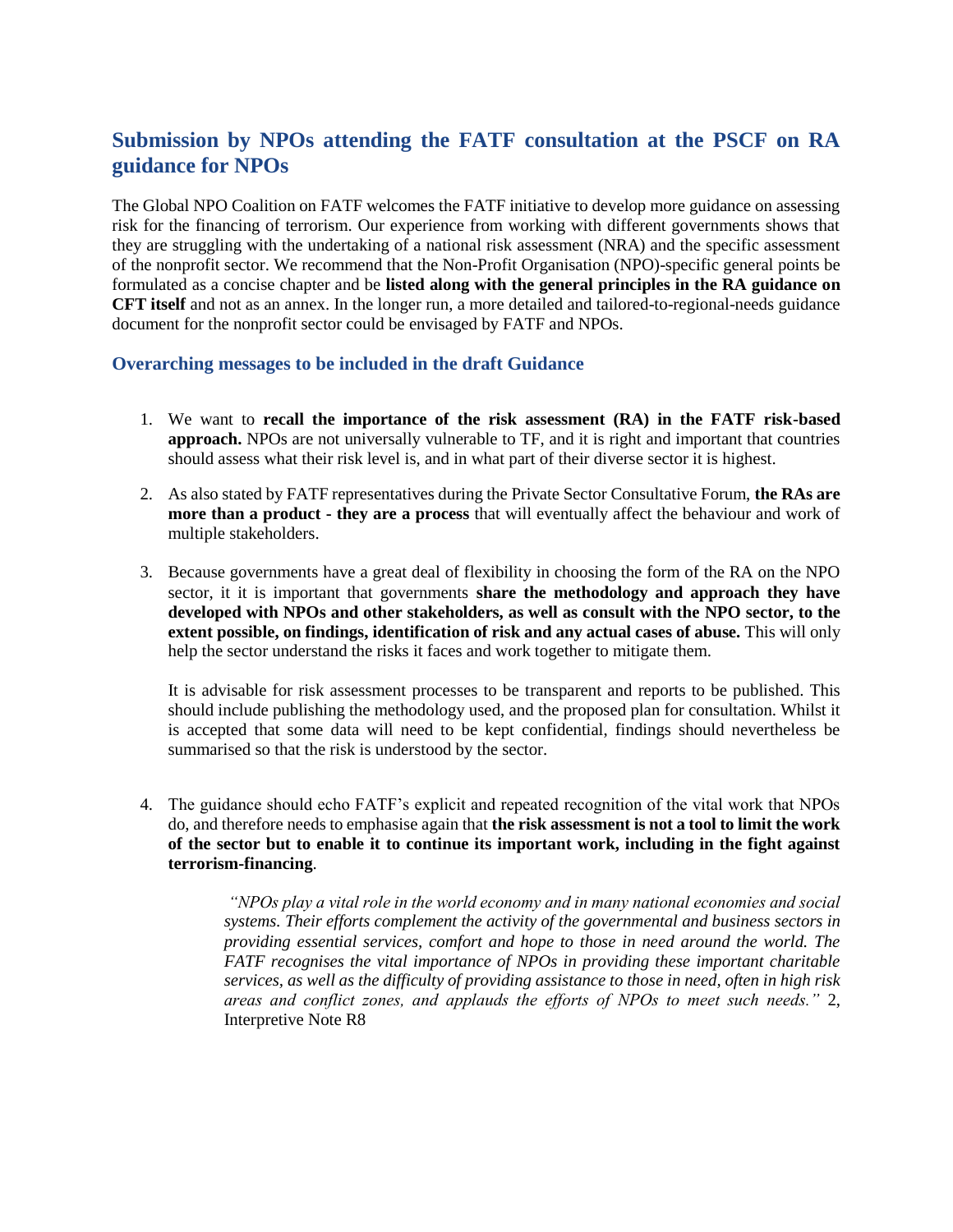## Submission by NPOs attending the FATF consultation at the PSCF on RA guidance for NPOs

The Global NPO Coalition on FATF welcomes the FATF initiative to develop more guidance on assessing risk for the financing of terrorism. Our experience from working with different governments shows that they are struggling with the undertaking of a national risk assessment (NRA) and the specific assessment of the nonprofit sector. We recommend that the Non-Profit Organisation (NPO)-specific general points be formulated as a concise chapter and be **listed along with the general principles in the RA guidance on CFT itself** and not as an annex. In the longer run, a more detailed and tailored-to-regional-needs guidance document for the nonprofit sector could be envisaged by FATF and NPOs.

### Overarching messages to be included in the draft Guidance

1. We want to **recall the importance of the risk assessment (RA) in the FATF risk-based approach.** NPOs are not universally vulnerable to TF, and it is right and important that countries should assess what their risk level is, and in what part of their diverse sector it is highest.

2. As also stated by FATF representatives during the Private Sector Consultative Forum, **the RAs are more than a product - they are a process** that will eventually affect the behaviour and work of multiple stakeholders.

3. Because governments have a great deal of flexibility in choosing the form of the RA on the NPO sector, it it is important that governments **share the methodology and approach they have developed with NPOs and other stakeholders, as well as consult with the NPO sector, to the extent possible, on findings, identification of risk and any actual cases of abuse.** This will only help the sector understand the risks it faces and work together to mitigate them.

   It is advisable for risk assessment processes to be transparent and reports to be published. This should include publishing the methodology used, and the proposed plan for consultation. Whilst it is accepted that some data will need to be kept confidential, findings should nevertheless be summarised so that the risk is understood by the sector.

4. The guidance should echo FATF's explicit and repeated recognition of the vital work that NPOs do, and therefore needs to emphasise again that **the risk assessment is not a tool to limit the work of the sector but to enable it to continue its important work, including in the fight against terrorism-financing**.

   > *"NPOs play a vital role in the world economy and in many national economies and social systems. Their efforts complement the activity of the governmental and business sectors in providing essential services, comfort and hope to those in need around the world. The FATF recognises the vital importance of NPOs in providing these important charitable services, as well as the difficulty of providing assistance to those in need, often in high risk areas and conflict zones, and applauds the efforts of NPOs to meet such needs."* 2, Interpretive Note R8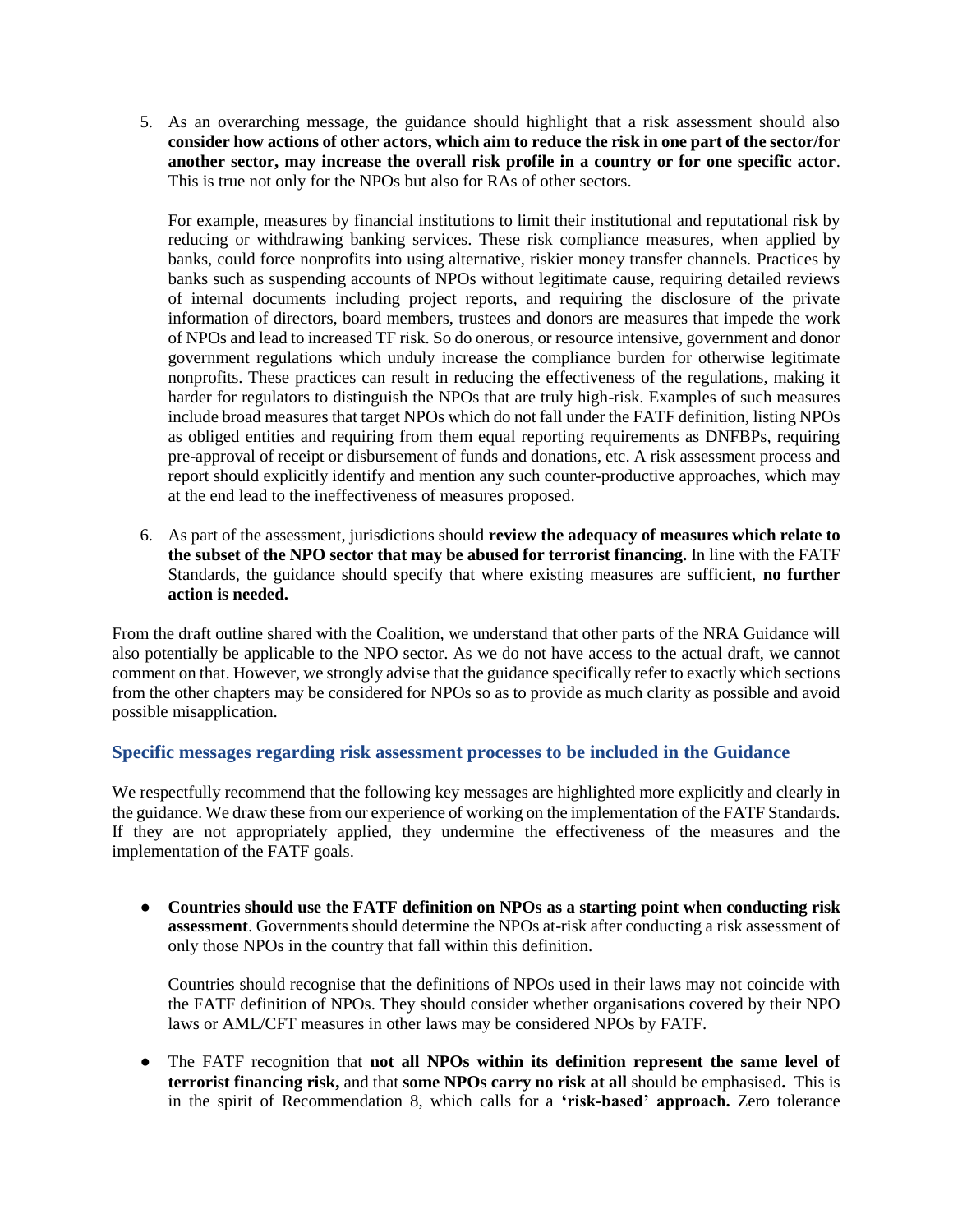5. As an overarching message, the guidance should highlight that a risk assessment should also **consider how actions of other actors, which aim to reduce the risk in one part of the sector/for another sector, may increase the overall risk profile in a country or for one specific actor**. This is true not only for the NPOs but also for RAs of other sectors.

   For example, measures by financial institutions to limit their institutional and reputational risk by reducing or withdrawing banking services. These risk compliance measures, when applied by banks, could force nonprofits into using alternative, riskier money transfer channels. Practices by banks such as suspending accounts of NPOs without legitimate cause, requiring detailed reviews of internal documents including project reports, and requiring the disclosure of the private information of directors, board members, trustees and donors are measures that impede the work of NPOs and lead to increased TF risk. So do onerous, or resource intensive, government and donor government regulations which unduly increase the compliance burden for otherwise legitimate nonprofits. These practices can result in reducing the effectiveness of the regulations, making it harder for regulators to distinguish the NPOs that are truly high-risk. Examples of such measures include broad measures that target NPOs which do not fall under the FATF definition, listing NPOs as obliged entities and requiring from them equal reporting requirements as DNFBPs, requiring pre-approval of receipt or disbursement of funds and donations, etc. A risk assessment process and report should explicitly identify and mention any such counter-productive approaches, which may at the end lead to the ineffectiveness of measures proposed.

6. As part of the assessment, jurisdictions should **review the adequacy of measures which relate to the subset of the NPO sector that may be abused for terrorist financing.** In line with the FATF Standards, the guidance should specify that where existing measures are sufficient, **no further action is needed.**

From the draft outline shared with the Coalition, we understand that other parts of the NRA Guidance will also potentially be applicable to the NPO sector. As we do not have access to the actual draft, we cannot comment on that. However, we strongly advise that the guidance specifically refer to exactly which sections from the other chapters may be considered for NPOs so as to provide as much clarity as possible and avoid possible misapplication.

### Specific messages regarding risk assessment processes to be included in the Guidance

We respectfully recommend that the following key messages are highlighted more explicitly and clearly in the guidance. We draw these from our experience of working on the implementation of the FATF Standards. If they are not appropriately applied, they undermine the effectiveness of the measures and the implementation of the FATF goals.

- **Countries should use the FATF definition on NPOs as a starting point when conducting risk assessment**. Governments should determine the NPOs at-risk after conducting a risk assessment of only those NPOs in the country that fall within this definition.

  Countries should recognise that the definitions of NPOs used in their laws may not coincide with the FATF definition of NPOs. They should consider whether organisations covered by their NPO laws or AML/CFT measures in other laws may be considered NPOs by FATF.

- The FATF recognition that **not all NPOs within its definition represent the same level of terrorist financing risk,** and that **some NPOs carry no risk at all** should be emphasised**.** This is in the spirit of Recommendation 8, which calls for a **'risk-based' approach.** Zero tolerance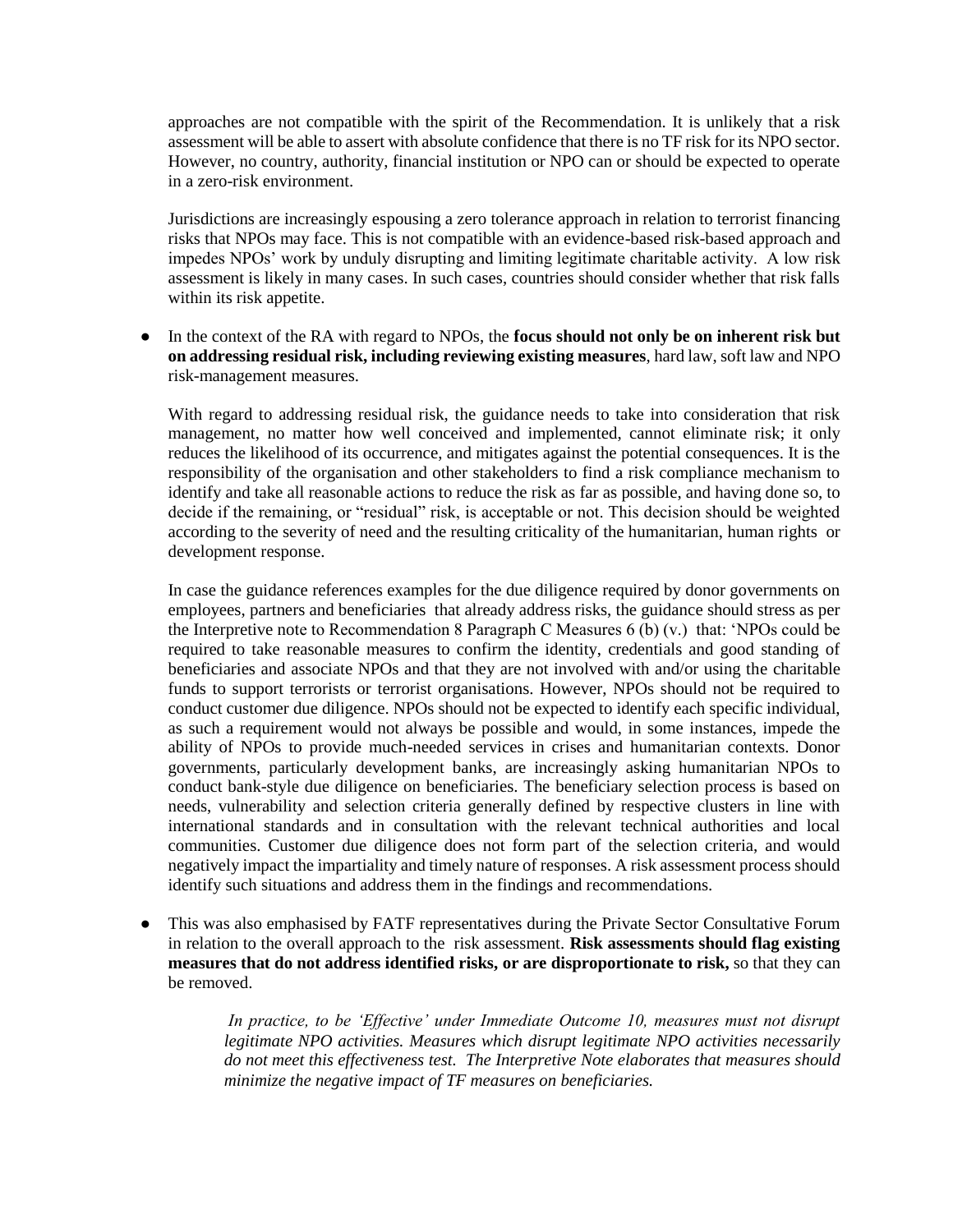approaches are not compatible with the spirit of the Recommendation. It is unlikely that a risk assessment will be able to assert with absolute confidence that there is no TF risk for its NPO sector. However, no country, authority, financial institution or NPO can or should be expected to operate in a zero-risk environment.

Jurisdictions are increasingly espousing a zero tolerance approach in relation to terrorist financing risks that NPOs may face. This is not compatible with an evidence-based risk-based approach and impedes NPOs' work by unduly disrupting and limiting legitimate charitable activity. A low risk assessment is likely in many cases. In such cases, countries should consider whether that risk falls within its risk appetite.

- In the context of the RA with regard to NPOs, the **focus should not only be on inherent risk but on addressing residual risk, including reviewing existing measures**, hard law, soft law and NPO risk-management measures.

  With regard to addressing residual risk, the guidance needs to take into consideration that risk management, no matter how well conceived and implemented, cannot eliminate risk; it only reduces the likelihood of its occurrence, and mitigates against the potential consequences. It is the responsibility of the organisation and other stakeholders to find a risk compliance mechanism to identify and take all reasonable actions to reduce the risk as far as possible, and having done so, to decide if the remaining, or "residual" risk, is acceptable or not. This decision should be weighted according to the severity of need and the resulting criticality of the humanitarian, human rights or development response.

  In case the guidance references examples for the due diligence required by donor governments on employees, partners and beneficiaries that already address risks, the guidance should stress as per the Interpretive note to Recommendation 8 Paragraph C Measures 6 (b) (v.) that: 'NPOs could be required to take reasonable measures to confirm the identity, credentials and good standing of beneficiaries and associate NPOs and that they are not involved with and/or using the charitable funds to support terrorists or terrorist organisations. However, NPOs should not be required to conduct customer due diligence. NPOs should not be expected to identify each specific individual, as such a requirement would not always be possible and would, in some instances, impede the ability of NPOs to provide much-needed services in crises and humanitarian contexts. Donor governments, particularly development banks, are increasingly asking humanitarian NPOs to conduct bank-style due diligence on beneficiaries. The beneficiary selection process is based on needs, vulnerability and selection criteria generally defined by respective clusters in line with international standards and in consultation with the relevant technical authorities and local communities. Customer due diligence does not form part of the selection criteria, and would negatively impact the impartiality and timely nature of responses. A risk assessment process should identify such situations and address them in the findings and recommendations.

- This was also emphasised by FATF representatives during the Private Sector Consultative Forum in relation to the overall approach to the risk assessment. **Risk assessments should flag existing measures that do not address identified risks, or are disproportionate to risk,** so that they can be removed.

  > *In practice, to be 'Effective' under Immediate Outcome 10, measures must not disrupt legitimate NPO activities. Measures which disrupt legitimate NPO activities necessarily do not meet this effectiveness test. The Interpretive Note elaborates that measures should minimize the negative impact of TF measures on beneficiaries.*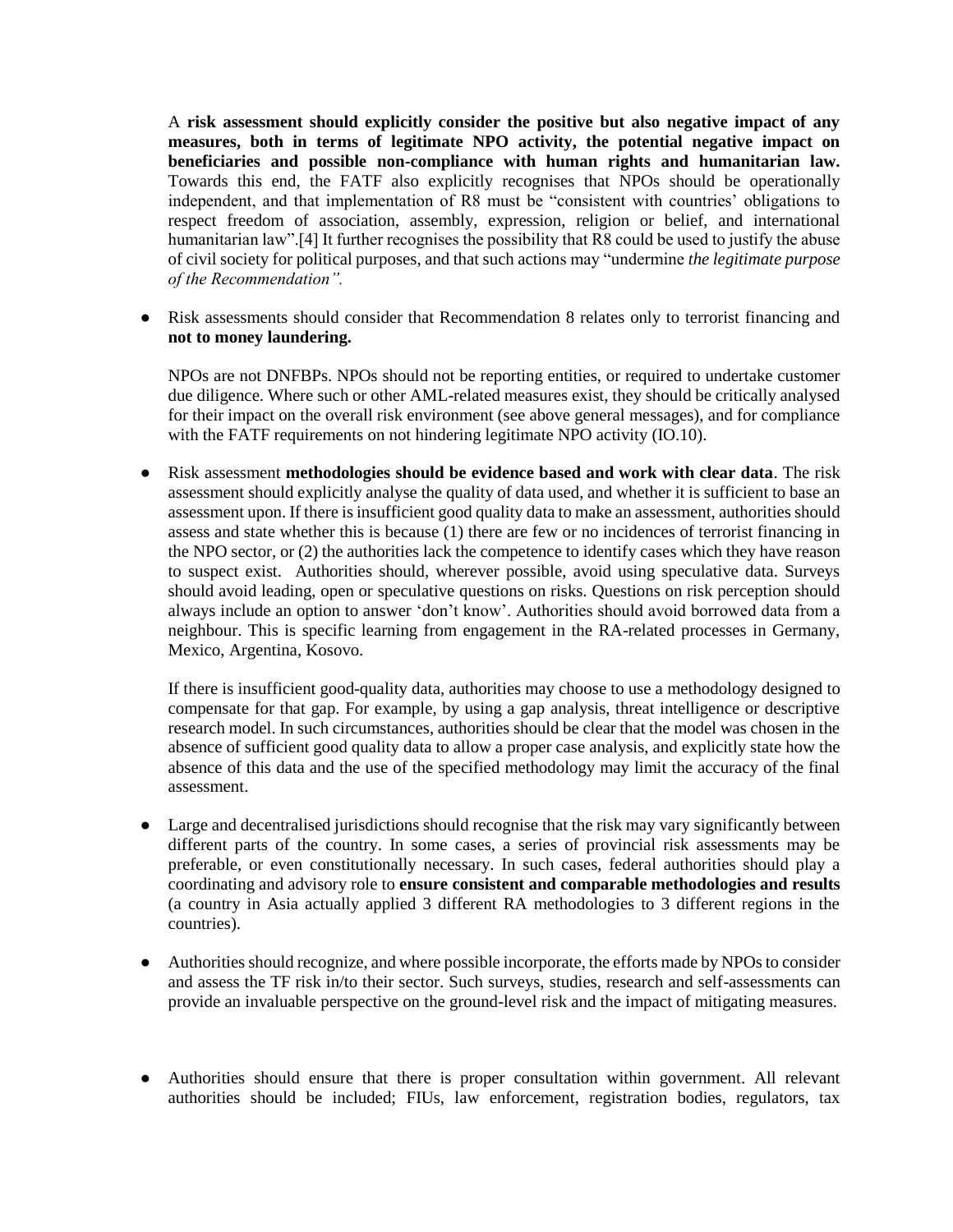A **risk assessment should explicitly consider the positive but also negative impact of any measures, both in terms of legitimate NPO activity, the potential negative impact on beneficiaries and possible non-compliance with human rights and humanitarian law.** Towards this end, the FATF also explicitly recognises that NPOs should be operationally independent, and that implementation of R8 must be "consistent with countries' obligations to respect freedom of association, assembly, expression, religion or belief, and international humanitarian law".[4] It further recognises the possibility that R8 could be used to justify the abuse of civil society for political purposes, and that such actions may "undermine *the legitimate purpose of the Recommendation".*

- Risk assessments should consider that Recommendation 8 relates only to terrorist financing and **not to money laundering.**

  NPOs are not DNFBPs. NPOs should not be reporting entities, or required to undertake customer due diligence. Where such or other AML-related measures exist, they should be critically analysed for their impact on the overall risk environment (see above general messages), and for compliance with the FATF requirements on not hindering legitimate NPO activity (IO.10).

- Risk assessment **methodologies should be evidence based and work with clear data**. The risk assessment should explicitly analyse the quality of data used, and whether it is sufficient to base an assessment upon. If there is insufficient good quality data to make an assessment, authorities should assess and state whether this is because (1) there are few or no incidences of terrorist financing in the NPO sector, or (2) the authorities lack the competence to identify cases which they have reason to suspect exist. Authorities should, wherever possible, avoid using speculative data. Surveys should avoid leading, open or speculative questions on risks. Questions on risk perception should always include an option to answer 'don't know'. Authorities should avoid borrowed data from a neighbour. This is specific learning from engagement in the RA-related processes in Germany, Mexico, Argentina, Kosovo.

  If there is insufficient good-quality data, authorities may choose to use a methodology designed to compensate for that gap. For example, by using a gap analysis, threat intelligence or descriptive research model. In such circumstances, authorities should be clear that the model was chosen in the absence of sufficient good quality data to allow a proper case analysis, and explicitly state how the absence of this data and the use of the specified methodology may limit the accuracy of the final assessment.

- Large and decentralised jurisdictions should recognise that the risk may vary significantly between different parts of the country. In some cases, a series of provincial risk assessments may be preferable, or even constitutionally necessary. In such cases, federal authorities should play a coordinating and advisory role to **ensure consistent and comparable methodologies and results** (a country in Asia actually applied 3 different RA methodologies to 3 different regions in the countries).

- Authorities should recognize, and where possible incorporate, the efforts made by NPOs to consider and assess the TF risk in/to their sector. Such surveys, studies, research and self-assessments can provide an invaluable perspective on the ground-level risk and the impact of mitigating measures.

- Authorities should ensure that there is proper consultation within government. All relevant authorities should be included; FIUs, law enforcement, registration bodies, regulators, tax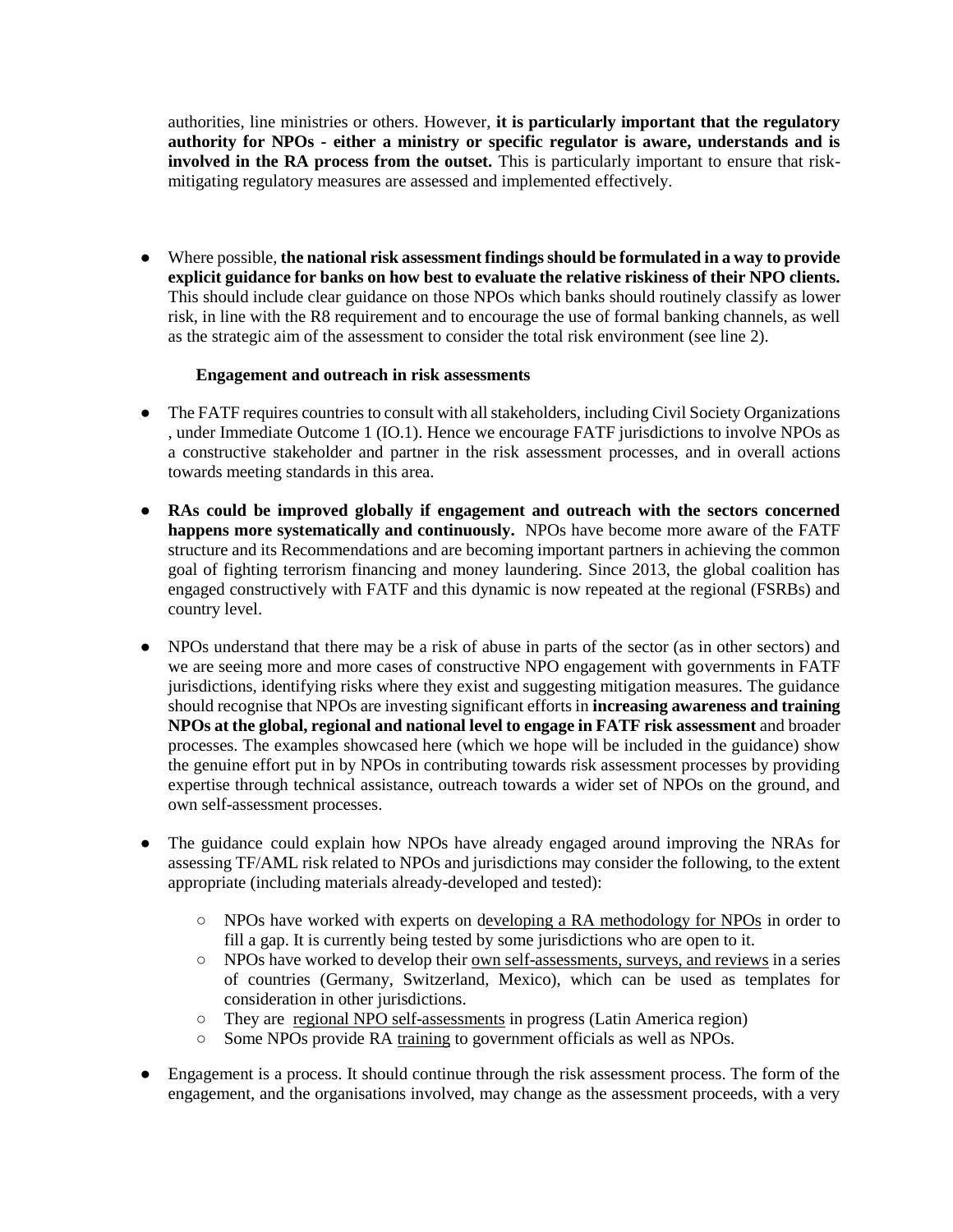authorities, line ministries or others. However, **it is particularly important that the regulatory authority for NPOs - either a ministry or specific regulator is aware, understands and is involved in the RA process from the outset.** This is particularly important to ensure that risk-mitigating regulatory measures are assessed and implemented effectively.

- Where possible, **the national risk assessment findings should be formulated in a way to provide explicit guidance for banks on how best to evaluate the relative riskiness of their NPO clients.** This should include clear guidance on those NPOs which banks should routinely classify as lower risk, in line with the R8 requirement and to encourage the use of formal banking channels, as well as the strategic aim of the assessment to consider the total risk environment (see line 2).

**Engagement and outreach in risk assessments**

- The FATF requires countries to consult with all stakeholders, including Civil Society Organizations , under Immediate Outcome 1 (IO.1). Hence we encourage FATF jurisdictions to involve NPOs as a constructive stakeholder and partner in the risk assessment processes, and in overall actions towards meeting standards in this area.
- **RAs could be improved globally if engagement and outreach with the sectors concerned happens more systematically and continuously.** NPOs have become more aware of the FATF structure and its Recommendations and are becoming important partners in achieving the common goal of fighting terrorism financing and money laundering. Since 2013, the global coalition has engaged constructively with FATF and this dynamic is now repeated at the regional (FSRBs) and country level.
- NPOs understand that there may be a risk of abuse in parts of the sector (as in other sectors) and we are seeing more and more cases of constructive NPO engagement with governments in FATF jurisdictions, identifying risks where they exist and suggesting mitigation measures. The guidance should recognise that NPOs are investing significant efforts in **increasing awareness and training NPOs at the global, regional and national level to engage in FATF risk assessment** and broader processes. The examples showcased here (which we hope will be included in the guidance) show the genuine effort put in by NPOs in contributing towards risk assessment processes by providing expertise through technical assistance, outreach towards a wider set of NPOs on the ground, and own self-assessment processes.
- The guidance could explain how NPOs have already engaged around improving the NRAs for assessing TF/AML risk related to NPOs and jurisdictions may consider the following, to the extent appropriate (including materials already-developed and tested):
  - NPOs have worked with experts on developing a RA methodology for NPOs in order to fill a gap. It is currently being tested by some jurisdictions who are open to it.
  - NPOs have worked to develop their own self-assessments, surveys, and reviews in a series of countries (Germany, Switzerland, Mexico), which can be used as templates for consideration in other jurisdictions.
  - They are regional NPO self-assessments in progress (Latin America region)
  - Some NPOs provide RA training to government officials as well as NPOs.
- Engagement is a process. It should continue through the risk assessment process. The form of the engagement, and the organisations involved, may change as the assessment proceeds, with a very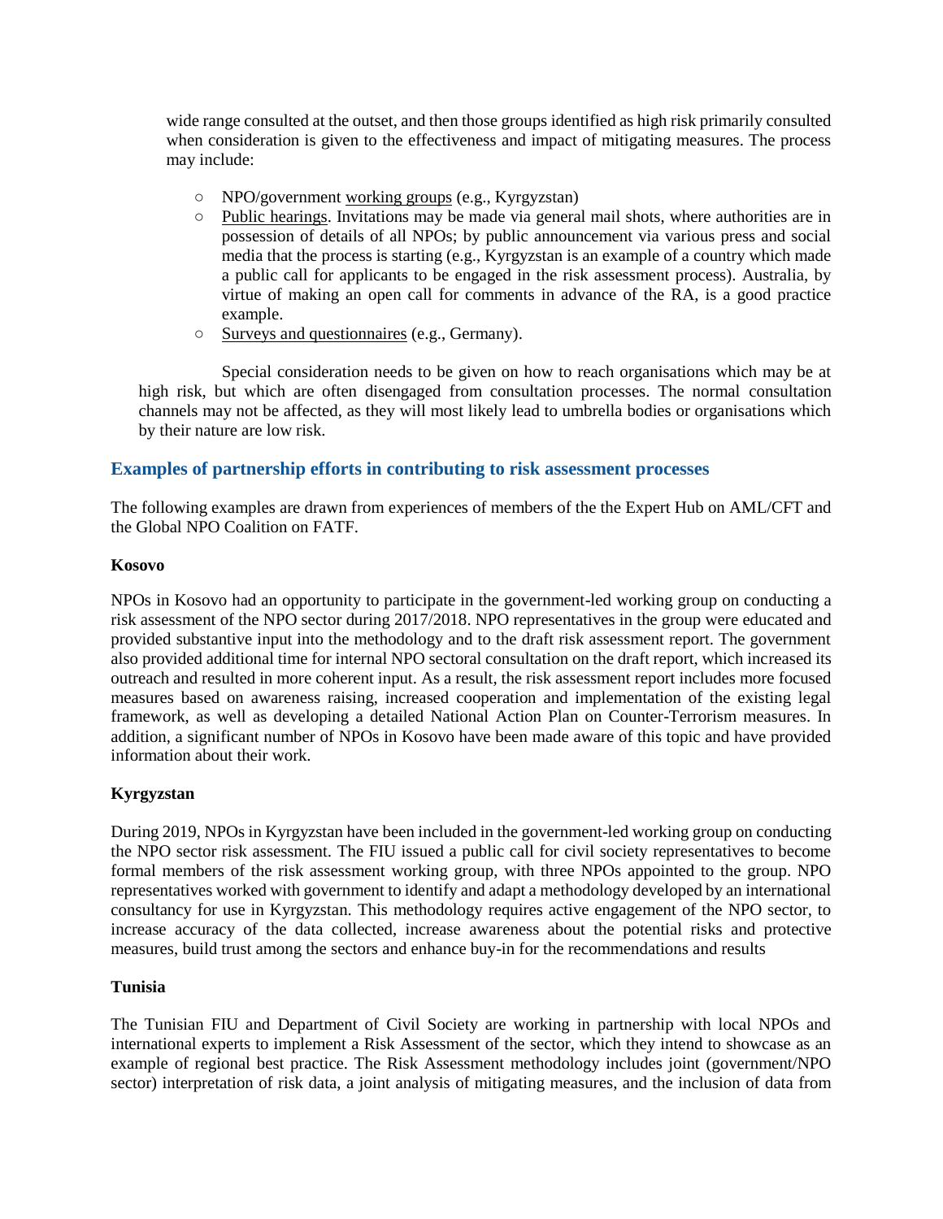wide range consulted at the outset, and then those groups identified as high risk primarily consulted when consideration is given to the effectiveness and impact of mitigating measures. The process may include:

- NPO/government working groups (e.g., Kyrgyzstan)
- Public hearings. Invitations may be made via general mail shots, where authorities are in possession of details of all NPOs; by public announcement via various press and social media that the process is starting (e.g., Kyrgyzstan is an example of a country which made a public call for applicants to be engaged in the risk assessment process). Australia, by virtue of making an open call for comments in advance of the RA, is a good practice example.
- Surveys and questionnaires (e.g., Germany).

Special consideration needs to be given on how to reach organisations which may be at high risk, but which are often disengaged from consultation processes. The normal consultation channels may not be affected, as they will most likely lead to umbrella bodies or organisations which by their nature are low risk.

## Examples of partnership efforts in contributing to risk assessment processes

The following examples are drawn from experiences of members of the the Expert Hub on AML/CFT and the Global NPO Coalition on FATF.

**Kosovo**

NPOs in Kosovo had an opportunity to participate in the government-led working group on conducting a risk assessment of the NPO sector during 2017/2018. NPO representatives in the group were educated and provided substantive input into the methodology and to the draft risk assessment report. The government also provided additional time for internal NPO sectoral consultation on the draft report, which increased its outreach and resulted in more coherent input. As a result, the risk assessment report includes more focused measures based on awareness raising, increased cooperation and implementation of the existing legal framework, as well as developing a detailed National Action Plan on Counter-Terrorism measures. In addition, a significant number of NPOs in Kosovo have been made aware of this topic and have provided information about their work.

**Kyrgyzstan**

During 2019, NPOs in Kyrgyzstan have been included in the government-led working group on conducting the NPO sector risk assessment. The FIU issued a public call for civil society representatives to become formal members of the risk assessment working group, with three NPOs appointed to the group. NPO representatives worked with government to identify and adapt a methodology developed by an international consultancy for use in Kyrgyzstan. This methodology requires active engagement of the NPO sector, to increase accuracy of the data collected, increase awareness about the potential risks and protective measures, build trust among the sectors and enhance buy-in for the recommendations and results

**Tunisia**

The Tunisian FIU and Department of Civil Society are working in partnership with local NPOs and international experts to implement a Risk Assessment of the sector, which they intend to showcase as an example of regional best practice. The Risk Assessment methodology includes joint (government/NPO sector) interpretation of risk data, a joint analysis of mitigating measures, and the inclusion of data from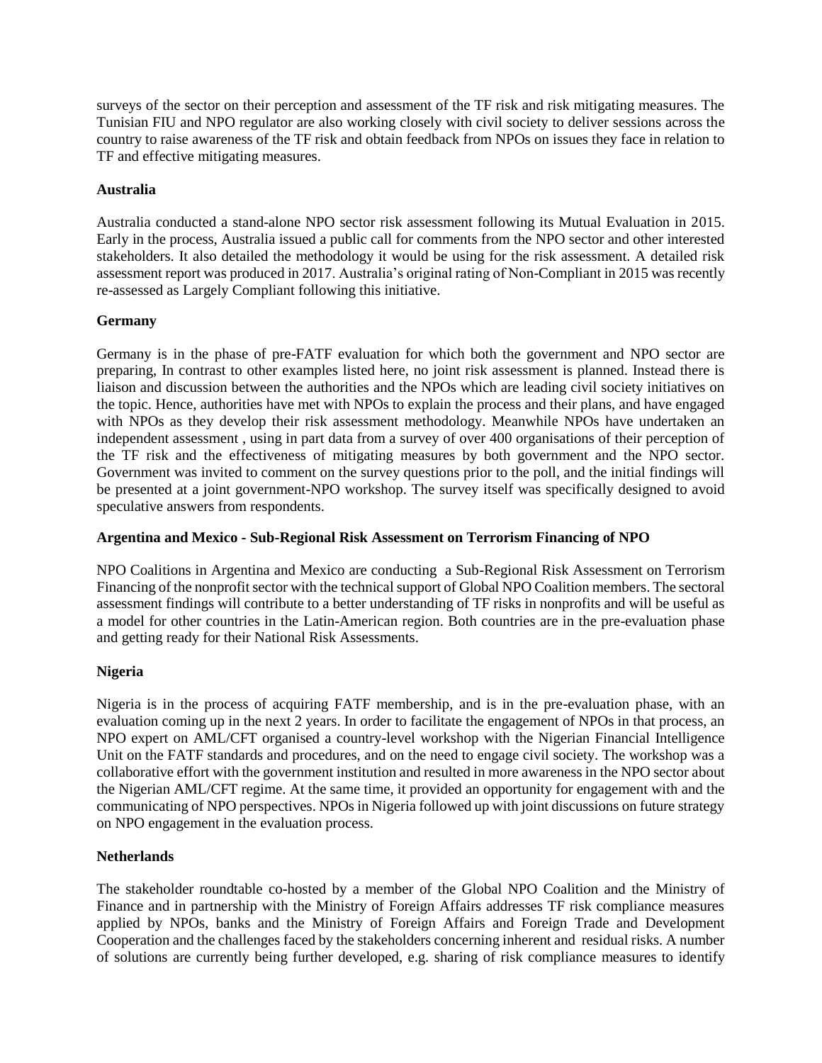surveys of the sector on their perception and assessment of the TF risk and risk mitigating measures. The Tunisian FIU and NPO regulator are also working closely with civil society to deliver sessions across the country to raise awareness of the TF risk and obtain feedback from NPOs on issues they face in relation to TF and effective mitigating measures.

**Australia**

Australia conducted a stand-alone NPO sector risk assessment following its Mutual Evaluation in 2015. Early in the process, Australia issued a public call for comments from the NPO sector and other interested stakeholders. It also detailed the methodology it would be using for the risk assessment. A detailed risk assessment report was produced in 2017. Australia's original rating of Non-Compliant in 2015 was recently re-assessed as Largely Compliant following this initiative.

**Germany**

Germany is in the phase of pre-FATF evaluation for which both the government and NPO sector are preparing, In contrast to other examples listed here, no joint risk assessment is planned. Instead there is liaison and discussion between the authorities and the NPOs which are leading civil society initiatives on the topic. Hence, authorities have met with NPOs to explain the process and their plans, and have engaged with NPOs as they develop their risk assessment methodology. Meanwhile NPOs have undertaken an independent assessment , using in part data from a survey of over 400 organisations of their perception of the TF risk and the effectiveness of mitigating measures by both government and the NPO sector. Government was invited to comment on the survey questions prior to the poll, and the initial findings will be presented at a joint government-NPO workshop. The survey itself was specifically designed to avoid speculative answers from respondents.

**Argentina and Mexico - Sub-Regional Risk Assessment on Terrorism Financing of NPO**

NPO Coalitions in Argentina and Mexico are conducting a Sub-Regional Risk Assessment on Terrorism Financing of the nonprofit sector with the technical support of Global NPO Coalition members. The sectoral assessment findings will contribute to a better understanding of TF risks in nonprofits and will be useful as a model for other countries in the Latin-American region. Both countries are in the pre-evaluation phase and getting ready for their National Risk Assessments.

**Nigeria**

Nigeria is in the process of acquiring FATF membership, and is in the pre-evaluation phase, with an evaluation coming up in the next 2 years. In order to facilitate the engagement of NPOs in that process, an NPO expert on AML/CFT organised a country-level workshop with the Nigerian Financial Intelligence Unit on the FATF standards and procedures, and on the need to engage civil society. The workshop was a collaborative effort with the government institution and resulted in more awareness in the NPO sector about the Nigerian AML/CFT regime. At the same time, it provided an opportunity for engagement with and the communicating of NPO perspectives. NPOs in Nigeria followed up with joint discussions on future strategy on NPO engagement in the evaluation process.

**Netherlands**

The stakeholder roundtable co-hosted by a member of the Global NPO Coalition and the Ministry of Finance and in partnership with the Ministry of Foreign Affairs addresses TF risk compliance measures applied by NPOs, banks and the Ministry of Foreign Affairs and Foreign Trade and Development Cooperation and the challenges faced by the stakeholders concerning inherent and residual risks. A number of solutions are currently being further developed, e.g. sharing of risk compliance measures to identify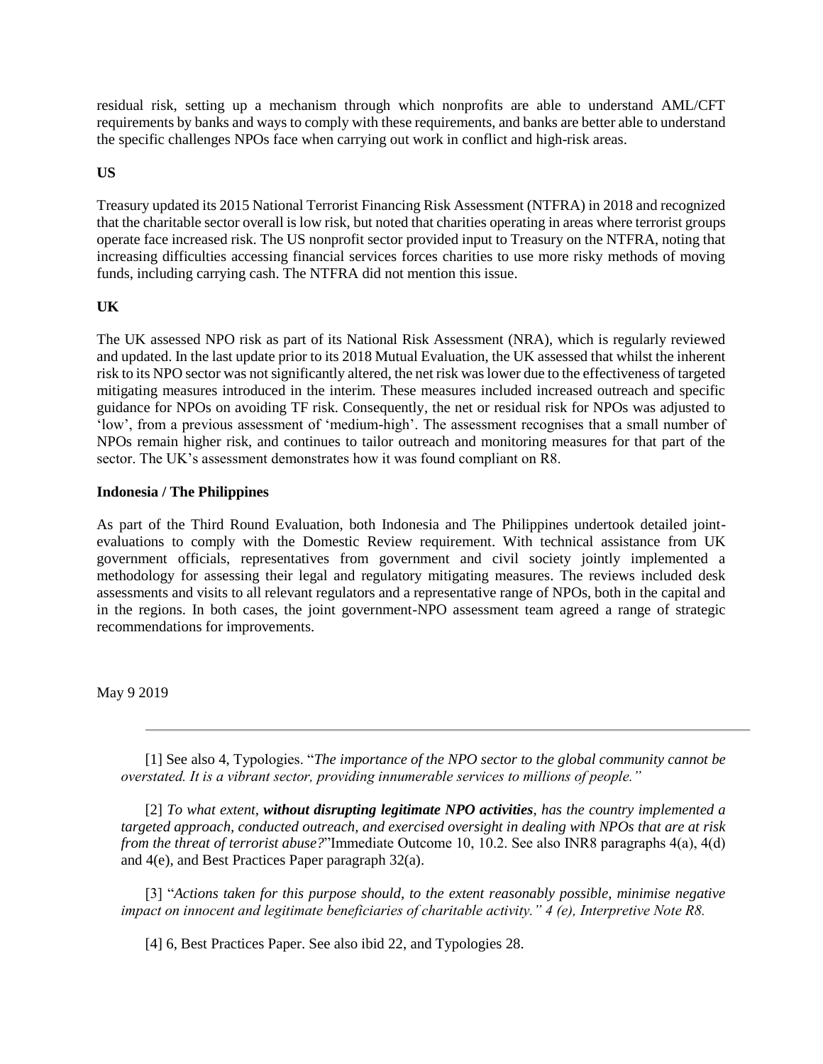residual risk, setting up a mechanism through which nonprofits are able to understand AML/CFT requirements by banks and ways to comply with these requirements, and banks are better able to understand the specific challenges NPOs face when carrying out work in conflict and high-risk areas.

**US**

Treasury updated its 2015 National Terrorist Financing Risk Assessment (NTFRA) in 2018 and recognized that the charitable sector overall is low risk, but noted that charities operating in areas where terrorist groups operate face increased risk. The US nonprofit sector provided input to Treasury on the NTFRA, noting that increasing difficulties accessing financial services forces charities to use more risky methods of moving funds, including carrying cash. The NTFRA did not mention this issue.

**UK**

The UK assessed NPO risk as part of its National Risk Assessment (NRA), which is regularly reviewed and updated. In the last update prior to its 2018 Mutual Evaluation, the UK assessed that whilst the inherent risk to its NPO sector was not significantly altered, the net risk was lower due to the effectiveness of targeted mitigating measures introduced in the interim. These measures included increased outreach and specific guidance for NPOs on avoiding TF risk. Consequently, the net or residual risk for NPOs was adjusted to 'low', from a previous assessment of 'medium-high'. The assessment recognises that a small number of NPOs remain higher risk, and continues to tailor outreach and monitoring measures for that part of the sector. The UK's assessment demonstrates how it was found compliant on R8.

**Indonesia / The Philippines**

As part of the Third Round Evaluation, both Indonesia and The Philippines undertook detailed joint-evaluations to comply with the Domestic Review requirement. With technical assistance from UK government officials, representatives from government and civil society jointly implemented a methodology for assessing their legal and regulatory mitigating measures. The reviews included desk assessments and visits to all relevant regulators and a representative range of NPOs, both in the capital and in the regions. In both cases, the joint government-NPO assessment team agreed a range of strategic recommendations for improvements.

May 9 2019

---

[1] See also 4, Typologies. "*The importance of the NPO sector to the global community cannot be overstated. It is a vibrant sector, providing innumerable services to millions of people.*"

[2] *To what extent, **without disrupting legitimate NPO activities**, has the country implemented a targeted approach, conducted outreach, and exercised oversight in dealing with NPOs that are at risk from the threat of terrorist abuse?*"Immediate Outcome 10, 10.2. See also INR8 paragraphs 4(a), 4(d) and 4(e), and Best Practices Paper paragraph 32(a).

[3] "*Actions taken for this purpose should, to the extent reasonably possible, minimise negative impact on innocent and legitimate beneficiaries of charitable activity." 4 (e), Interpretive Note R8.*

[4] 6, Best Practices Paper. See also ibid 22, and Typologies 28.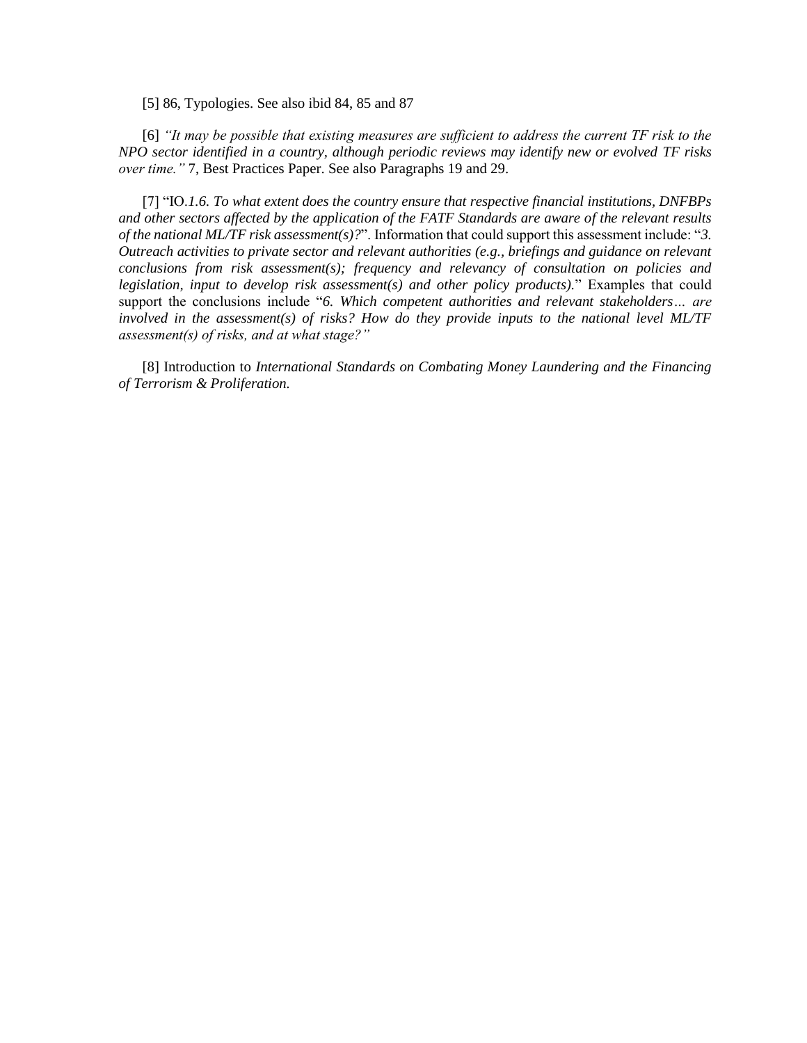[5] 86, Typologies. See also ibid 84, 85 and 87

[6] *"It may be possible that existing measures are sufficient to address the current TF risk to the NPO sector identified in a country, although periodic reviews may identify new or evolved TF risks over time."* 7, Best Practices Paper. See also Paragraphs 19 and 29.

[7] "IO.*1.6. To what extent does the country ensure that respective financial institutions, DNFBPs and other sectors affected by the application of the FATF Standards are aware of the relevant results of the national ML/TF risk assessment(s)?*". Information that could support this assessment include: "*3. Outreach activities to private sector and relevant authorities (e.g., briefings and guidance on relevant conclusions from risk assessment(s); frequency and relevancy of consultation on policies and legislation, input to develop risk assessment(s) and other policy products).*" Examples that could support the conclusions include "*6. Which competent authorities and relevant stakeholders… are involved in the assessment(s) of risks? How do they provide inputs to the national level ML/TF assessment(s) of risks, and at what stage?"*

[8] Introduction to *International Standards on Combating Money Laundering and the Financing of Terrorism & Proliferation.*